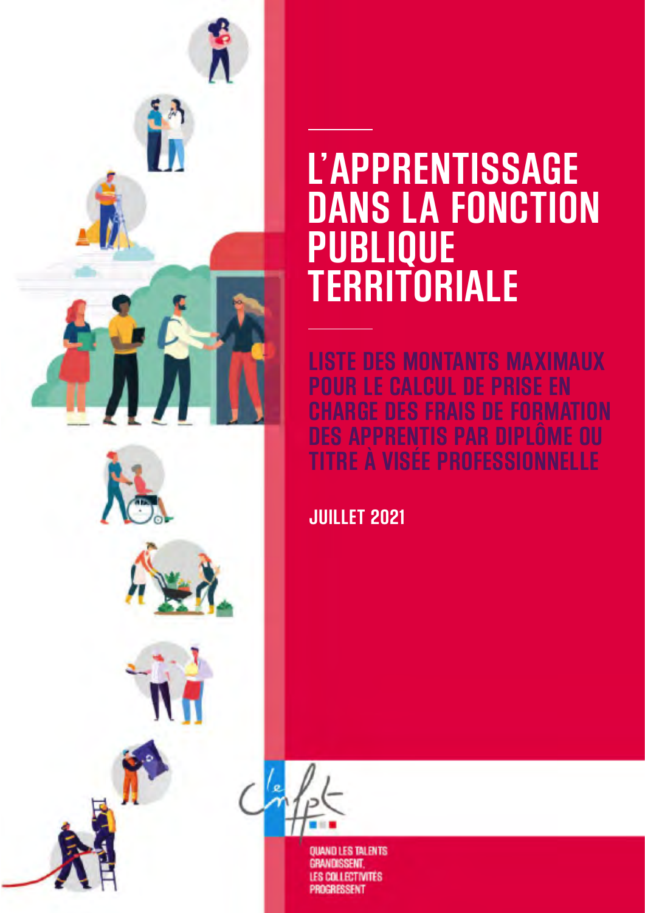# L'APPRENTISSAGE DANS LA FONCTION PUBLIQUE TERRITORIALE

## LISTE DES MONTANTS MAXIMAUX POUR LE CALCUL DE PRISE EN CHARGE DES FRAIS DE FORMATION DES APPRENTIS PAR DIPLÔME OU TITRE À VISÉE PROFESSIONNELLE

**JUILLET 2021**

QUAND LES TALENTS GRANDISSENT, LES COLLECTIVITÉS PROGRESSENT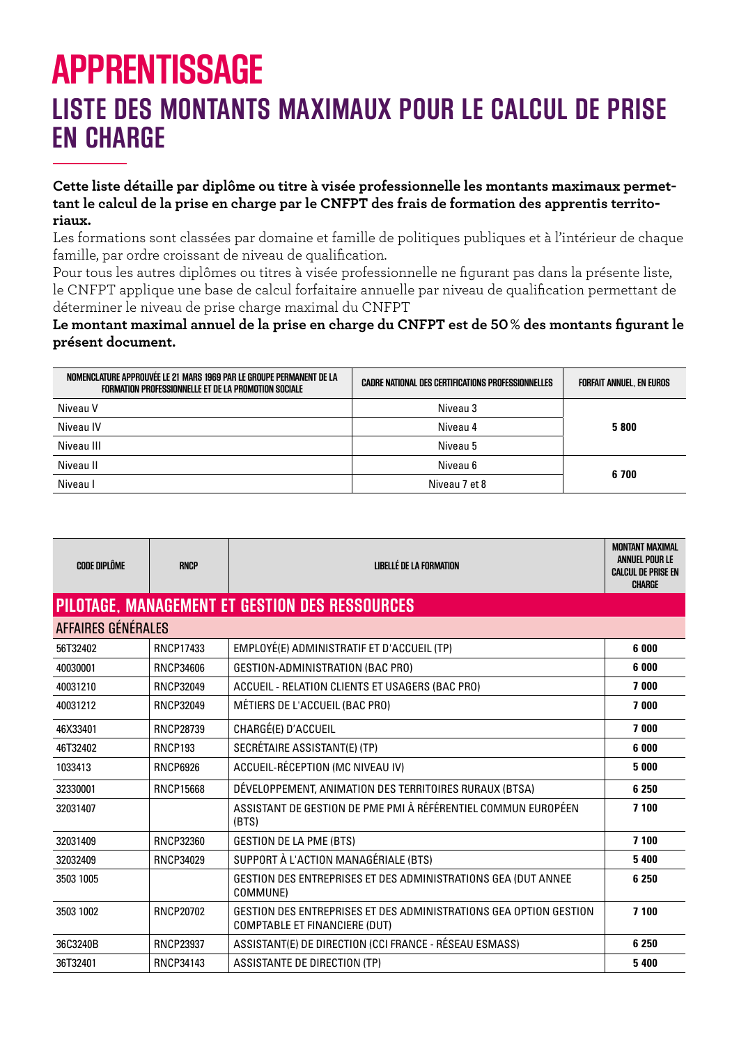# APPRENTISSAGE

## LISTE DES MONTANTS MAXIMAUX POUR LE CALCUL DE PRISE EN CHARGE

**Cette liste détaille par diplôme ou titre à visée professionnelle les montants maximaux permettant le calcul de la prise en charge par le CNFPT des frais de formation des apprentis territoriaux.**

Les formations sont classées par domaine et famille de politiques publiques et à l'intérieur de chaque famille, par ordre croissant de niveau de qualification.

Pour tous les autres diplômes ou titres à visée professionnelle ne figurant pas dans la présente liste, le CNFPT applique une base de calcul forfaitaire annuelle par niveau de qualification permettant de déterminer le niveau de prise charge maximal du CNFPT

**Le montant maximal annuel de la prise en charge du CNFPT est de 50 % des montants figurant le présent document.**

| NOMENCLATURE APPROUVÉE LE 21 MARS 1969 PAR LE GROUPE PERMANENT DE LA FORMATION PROFESSIONNELLE ET DE LA PROMOTION SOCIALE | CADRE NATIONAL DES CERTIFICATIONS PROFESSIONNELLES | FORFAIT ANNUEL, EN EUROS |
|---|---|---|
| Niveau V | Niveau 3 | 5 800 |
| Niveau IV | Niveau 4 | |
| Niveau III | Niveau 5 | |
| Niveau II | Niveau 6 | 6 700 |
| Niveau I | Niveau 7 et 8 | |

| CODE DIPLÔME | RNCP | LIBELLÉ DE LA FORMATION | MONTANT MAXIMAL ANNUEL POUR LE CALCUL DE PRISE EN CHARGE |
|---|---|---|---|
| **PILOTAGE, MANAGEMENT ET GESTION DES RESSOURCES** | | | |
| AFFAIRES GÉNÉRALES | | | |
| 56T32402 | RNCP17433 | EMPLOYÉ(E) ADMINISTRATIF ET D'ACCUEIL (TP) | **6 000** |
| 40030001 | RNCP34606 | GESTION-ADMINISTRATION (BAC PRO) | **6 000** |
| 40031210 | RNCP32049 | ACCUEIL - RELATION CLIENTS ET USAGERS (BAC PRO) | **7 000** |
| 40031212 | RNCP32049 | MÉTIERS DE L'ACCUEIL (BAC PRO) | **7 000** |
| 46X33401 | RNCP28739 | CHARGÉ(E) D'ACCUEIL | **7 000** |
| 46T32402 | RNCP193 | SECRÉTAIRE ASSISTANT(E) (TP) | **6 000** |
| 1033413 | RNCP6926 | ACCUEIL-RÉCEPTION (MC NIVEAU IV) | **5 000** |
| 32330001 | RNCP15668 | DÉVELOPPEMENT, ANIMATION DES TERRITOIRES RURAUX (BTSA) | **6 250** |
| 32031407 | | ASSISTANT DE GESTION DE PME PMI À RÉFÉRENTIEL COMMUN EUROPÉEN (BTS) | **7 100** |
| 32031409 | RNCP32360 | GESTION DE LA PME (BTS) | **7 100** |
| 32032409 | RNCP34029 | SUPPORT À L'ACTION MANAGÉRIALE (BTS) | **5 400** |
| 3503 1005 | | GESTION DES ENTREPRISES ET DES ADMINISTRATIONS GEA (DUT ANNEE COMMUNE) | **6 250** |
| 3503 1002 | RNCP20702 | GESTION DES ENTREPRISES ET DES ADMINISTRATIONS GEA OPTION GESTION COMPTABLE ET FINANCIERE (DUT) | **7 100** |
| 36C3240B | RNCP23937 | ASSISTANT(E) DE DIRECTION (CCI FRANCE - RÉSEAU ESMASS) | **6 250** |
| 36T32401 | RNCP34143 | ASSISTANTE DE DIRECTION (TP) | **5 400** |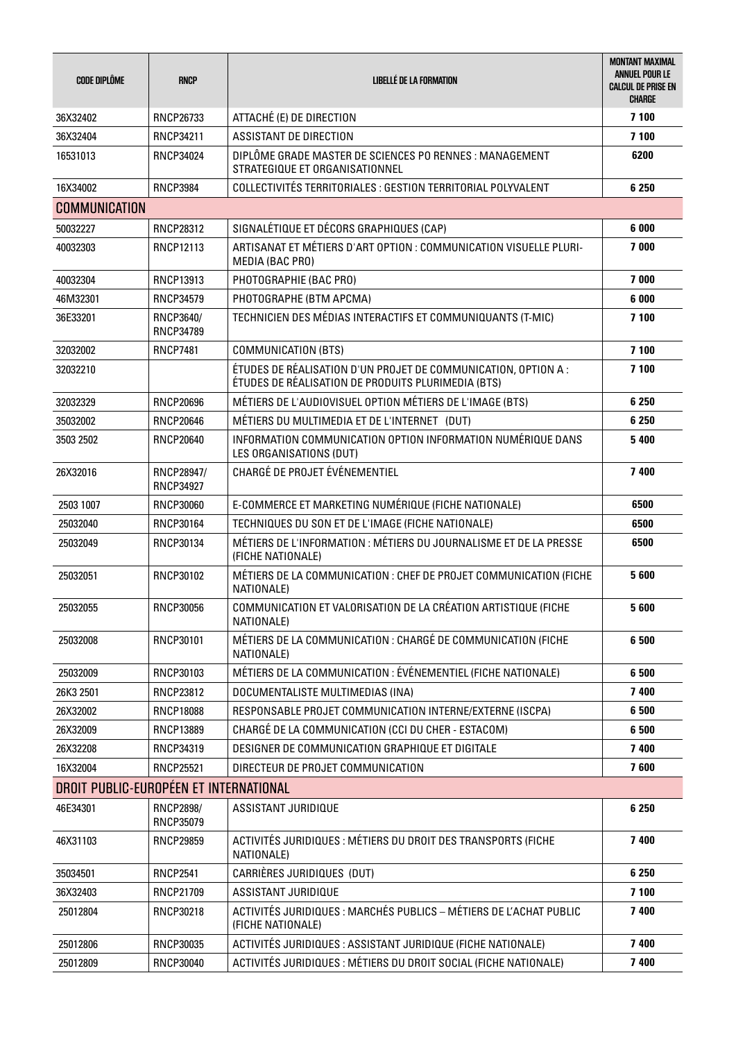| CODE DIPLÔME | RNCP | LIBELLÉ DE LA FORMATION | MONTANT MAXIMAL ANNUEL POUR LE CALCUL DE PRISE EN CHARGE |
|---|---|---|---|
| 36X32402 | RNCP26733 | ATTACHÉ (E) DE DIRECTION | **7 100** |
| 36X32404 | RNCP34211 | ASSISTANT DE DIRECTION | **7 100** |
| 16531013 | RNCP34024 | DIPLÔME GRADE MASTER DE SCIENCES PO RENNES : MANAGEMENT STRATEGIQUE ET ORGANISATIONNEL | **6200** |
| 16X34002 | RNCP3984 | COLLECTIVITÉS TERRITORIALES : GESTION TERRITORIAL POLYVALENT | **6 250** |
| **COMMUNICATION** | | | |
| 50032227 | RNCP28312 | SIGNALÉTIQUE ET DÉCORS GRAPHIQUES (CAP) | **6 000** |
| 40032303 | RNCP12113 | ARTISANAT ET MÉTIERS D'ART OPTION : COMMUNICATION VISUELLE PLURI-MEDIA (BAC PRO) | **7 000** |
| 40032304 | RNCP13913 | PHOTOGRAPHIE (BAC PRO) | **7 000** |
| 46M32301 | RNCP34579 | PHOTOGRAPHE (BTM APCMA) | **6 000** |
| 36E33201 | RNCP3640/ RNCP34789 | TECHNICIEN DES MÉDIAS INTERACTIFS ET COMMUNIQUANTS (T-MIC) | **7 100** |
| 32032002 | RNCP7481 | COMMUNICATION (BTS) | **7 100** |
| 32032210 | | ÉTUDES DE RÉALISATION D'UN PROJET DE COMMUNICATION, OPTION A : ÉTUDES DE RÉALISATION DE PRODUITS PLURIMEDIA (BTS) | **7 100** |
| 32032329 | RNCP20696 | MÉTIERS DE L'AUDIOVISUEL OPTION MÉTIERS DE L'IMAGE (BTS) | **6 250** |
| 35032002 | RNCP20646 | MÉTIERS DU MULTIMEDIA ET DE L'INTERNET (DUT) | **6 250** |
| 3503 2502 | RNCP20640 | INFORMATION COMMUNICATION OPTION INFORMATION NUMÉRIQUE DANS LES ORGANISATIONS (DUT) | **5 400** |
| 26X32016 | RNCP28947/ RNCP34927 | CHARGÉ DE PROJET ÉVÉNEMENTIEL | **7 400** |
| 2503 1007 | RNCP30060 | E-COMMERCE ET MARKETING NUMÉRIQUE (FICHE NATIONALE) | **6500** |
| 25032040 | RNCP30164 | TECHNIQUES DU SON ET DE L'IMAGE (FICHE NATIONALE) | **6500** |
| 25032049 | RNCP30134 | MÉTIERS DE L'INFORMATION : MÉTIERS DU JOURNALISME ET DE LA PRESSE (FICHE NATIONALE) | **6500** |
| 25032051 | RNCP30102 | MÉTIERS DE LA COMMUNICATION : CHEF DE PROJET COMMUNICATION (FICHE NATIONALE) | **5 600** |
| 25032055 | RNCP30056 | COMMUNICATION ET VALORISATION DE LA CRÉATION ARTISTIQUE (FICHE NATIONALE) | **5 600** |
| 25032008 | RNCP30101 | MÉTIERS DE LA COMMUNICATION : CHARGÉ DE COMMUNICATION (FICHE NATIONALE) | **6 500** |
| 25032009 | RNCP30103 | MÉTIERS DE LA COMMUNICATION : ÉVÉNEMENTIEL (FICHE NATIONALE) | **6 500** |
| 26K3 2501 | RNCP23812 | DOCUMENTALISTE MULTIMEDIAS (INA) | **7 400** |
| 26X32002 | RNCP18088 | RESPONSABLE PROJET COMMUNICATION INTERNE/EXTERNE (ISCPA) | **6 500** |
| 26X32009 | RNCP13889 | CHARGÉ DE LA COMMUNICATION (CCI DU CHER - ESTACOM) | **6 500** |
| 26X32208 | RNCP34319 | DESIGNER DE COMMUNICATION GRAPHIQUE ET DIGITALE | **7 400** |
| 16X32004 | RNCP25521 | DIRECTEUR DE PROJET COMMUNICATION | **7 600** |
| **DROIT PUBLIC-EUROPÉEN ET INTERNATIONAL** | | | |
| 46E34301 | RNCP2898/ RNCP35079 | ASSISTANT JURIDIQUE | **6 250** |
| 46X31103 | RNCP29859 | ACTIVITÉS JURIDIQUES : MÉTIERS DU DROIT DES TRANSPORTS (FICHE NATIONALE) | **7 400** |
| 35034501 | RNCP2541 | CARRIÈRES JURIDIQUES (DUT) | **6 250** |
| 36X32403 | RNCP21709 | ASSISTANT JURIDIQUE | **7 100** |
| 25012804 | RNCP30218 | ACTIVITÉS JURIDIQUES : MARCHÉS PUBLICS – MÉTIERS DE L'ACHAT PUBLIC (FICHE NATIONALE) | **7 400** |
| 25012806 | RNCP30035 | ACTIVITÉS JURIDIQUES : ASSISTANT JURIDIQUE (FICHE NATIONALE) | **7 400** |
| 25012809 | RNCP30040 | ACTIVITÉS JURIDIQUES : MÉTIERS DU DROIT SOCIAL (FICHE NATIONALE) | **7 400** |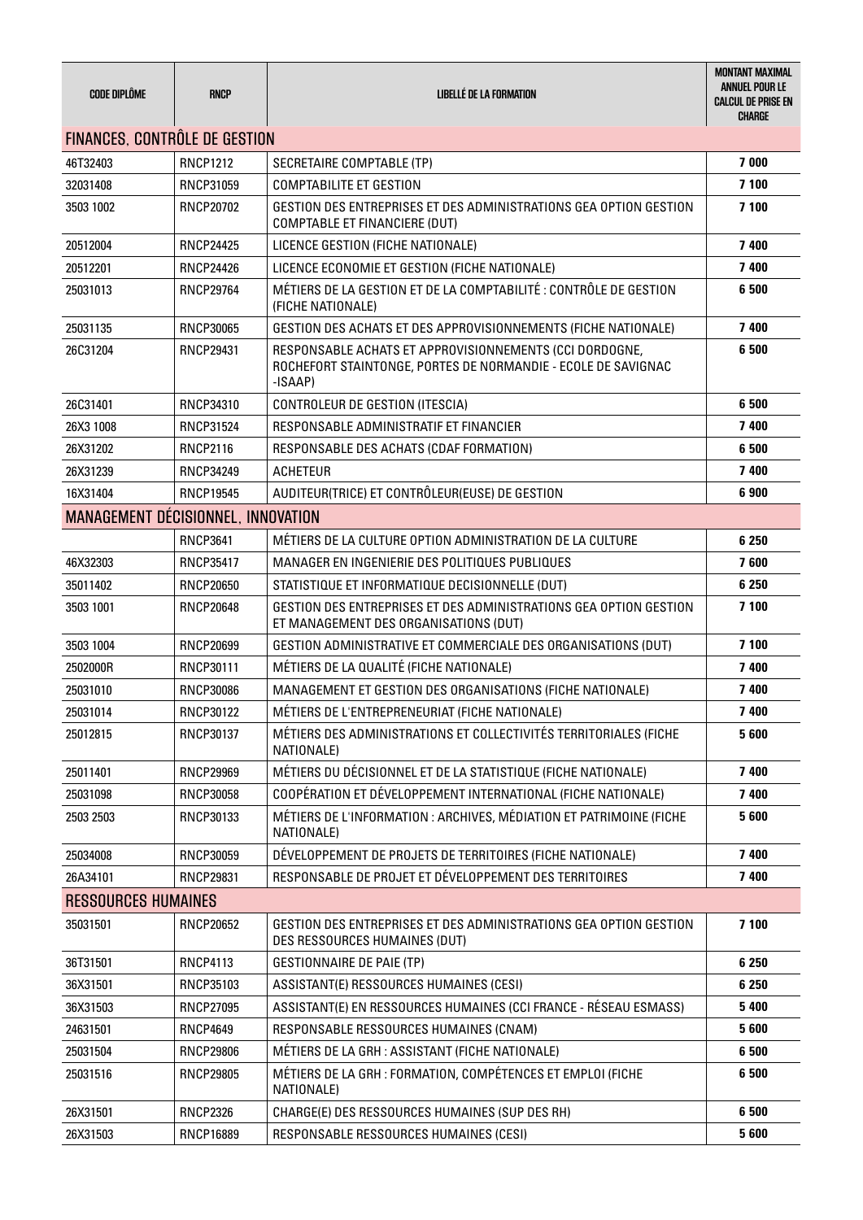| CODE DIPLÔME | RNCP | LIBELLÉ DE LA FORMATION | MONTANT MAXIMAL ANNUEL POUR LE CALCUL DE PRISE EN CHARGE |
|---|---|---|---|
| **FINANCES, CONTRÔLE DE GESTION** | | | |
| 46T32403 | RNCP1212 | SECRETAIRE COMPTABLE (TP) | **7 000** |
| 32031408 | RNCP31059 | COMPTABILITE ET GESTION | **7 100** |
| 3503 1002 | RNCP20702 | GESTION DES ENTREPRISES ET DES ADMINISTRATIONS GEA OPTION GESTION COMPTABLE ET FINANCIERE (DUT) | **7 100** |
| 20512004 | RNCP24425 | LICENCE GESTION (FICHE NATIONALE) | **7 400** |
| 20512201 | RNCP24426 | LICENCE ECONOMIE ET GESTION (FICHE NATIONALE) | **7 400** |
| 25031013 | RNCP29764 | MÉTIERS DE LA GESTION ET DE LA COMPTABILITÉ : CONTRÔLE DE GESTION (FICHE NATIONALE) | **6 500** |
| 25031135 | RNCP30065 | GESTION DES ACHATS ET DES APPROVISIONNEMENTS (FICHE NATIONALE) | **7 400** |
| 26C31204 | RNCP29431 | RESPONSABLE ACHATS ET APPROVISIONNEMENTS (CCI DORDOGNE, ROCHEFORT STAINTONGE, PORTES DE NORMANDIE - ECOLE DE SAVIGNAC -ISAAP) | **6 500** |
| 26C31401 | RNCP34310 | CONTROLEUR DE GESTION (ITESCIA) | **6 500** |
| 26X3 1008 | RNCP31524 | RESPONSABLE ADMINISTRATIF ET FINANCIER | **7 400** |
| 26X31202 | RNCP2116 | RESPONSABLE DES ACHATS (CDAF FORMATION) | **6 500** |
| 26X31239 | RNCP34249 | ACHETEUR | **7 400** |
| 16X31404 | RNCP19545 | AUDITEUR(TRICE) ET CONTRÔLEUR(EUSE) DE GESTION | **6 900** |
| **MANAGEMENT DÉCISIONNEL, INNOVATION** | | | |
| | RNCP3641 | MÉTIERS DE LA CULTURE OPTION ADMINISTRATION DE LA CULTURE | **6 250** |
| 46X32303 | RNCP35417 | MANAGER EN INGENIERIE DES POLITIQUES PUBLIQUES | **7 600** |
| 35011402 | RNCP20650 | STATISTIQUE ET INFORMATIQUE DECISIONNELLE (DUT) | **6 250** |
| 3503 1001 | RNCP20648 | GESTION DES ENTREPRISES ET DES ADMINISTRATIONS GEA OPTION GESTION ET MANAGEMENT DES ORGANISATIONS (DUT) | **7 100** |
| 3503 1004 | RNCP20699 | GESTION ADMINISTRATIVE ET COMMERCIALE DES ORGANISATIONS (DUT) | **7 100** |
| 2502000R | RNCP30111 | MÉTIERS DE LA QUALITÉ (FICHE NATIONALE) | **7 400** |
| 25031010 | RNCP30086 | MANAGEMENT ET GESTION DES ORGANISATIONS (FICHE NATIONALE) | **7 400** |
| 25031014 | RNCP30122 | MÉTIERS DE L'ENTREPRENEURIAT (FICHE NATIONALE) | **7 400** |
| 25012815 | RNCP30137 | MÉTIERS DES ADMINISTRATIONS ET COLLECTIVITÉS TERRITORIALES (FICHE NATIONALE) | **5 600** |
| 25011401 | RNCP29969 | MÉTIERS DU DÉCISIONNEL ET DE LA STATISTIQUE (FICHE NATIONALE) | **7 400** |
| 25031098 | RNCP30058 | COOPÉRATION ET DÉVELOPPEMENT INTERNATIONAL (FICHE NATIONALE) | **7 400** |
| 2503 2503 | RNCP30133 | MÉTIERS DE L'INFORMATION : ARCHIVES, MÉDIATION ET PATRIMOINE (FICHE NATIONALE) | **5 600** |
| 25034008 | RNCP30059 | DÉVELOPPEMENT DE PROJETS DE TERRITOIRES (FICHE NATIONALE) | **7 400** |
| 26A34101 | RNCP29831 | RESPONSABLE DE PROJET ET DÉVELOPPEMENT DES TERRITOIRES | **7 400** |
| **RESSOURCES HUMAINES** | | | |
| 35031501 | RNCP20652 | GESTION DES ENTREPRISES ET DES ADMINISTRATIONS GEA OPTION GESTION DES RESSOURCES HUMAINES (DUT) | **7 100** |
| 36T31501 | RNCP4113 | GESTIONNAIRE DE PAIE (TP) | **6 250** |
| 36X31501 | RNCP35103 | ASSISTANT(E) RESSOURCES HUMAINES (CESI) | **6 250** |
| 36X31503 | RNCP27095 | ASSISTANT(E) EN RESSOURCES HUMAINES (CCI FRANCE - RÉSEAU ESMASS) | **5 400** |
| 24631501 | RNCP4649 | RESPONSABLE RESSOURCES HUMAINES (CNAM) | **5 600** |
| 25031504 | RNCP29806 | MÉTIERS DE LA GRH : ASSISTANT (FICHE NATIONALE) | **6 500** |
| 25031516 | RNCP29805 | MÉTIERS DE LA GRH : FORMATION, COMPÉTENCES ET EMPLOI (FICHE NATIONALE) | **6 500** |
| 26X31501 | RNCP2326 | CHARGE(E) DES RESSOURCES HUMAINES (SUP DES RH) | **6 500** |
| 26X31503 | RNCP16889 | RESPONSABLE RESSOURCES HUMAINES (CESI) | **5 600** |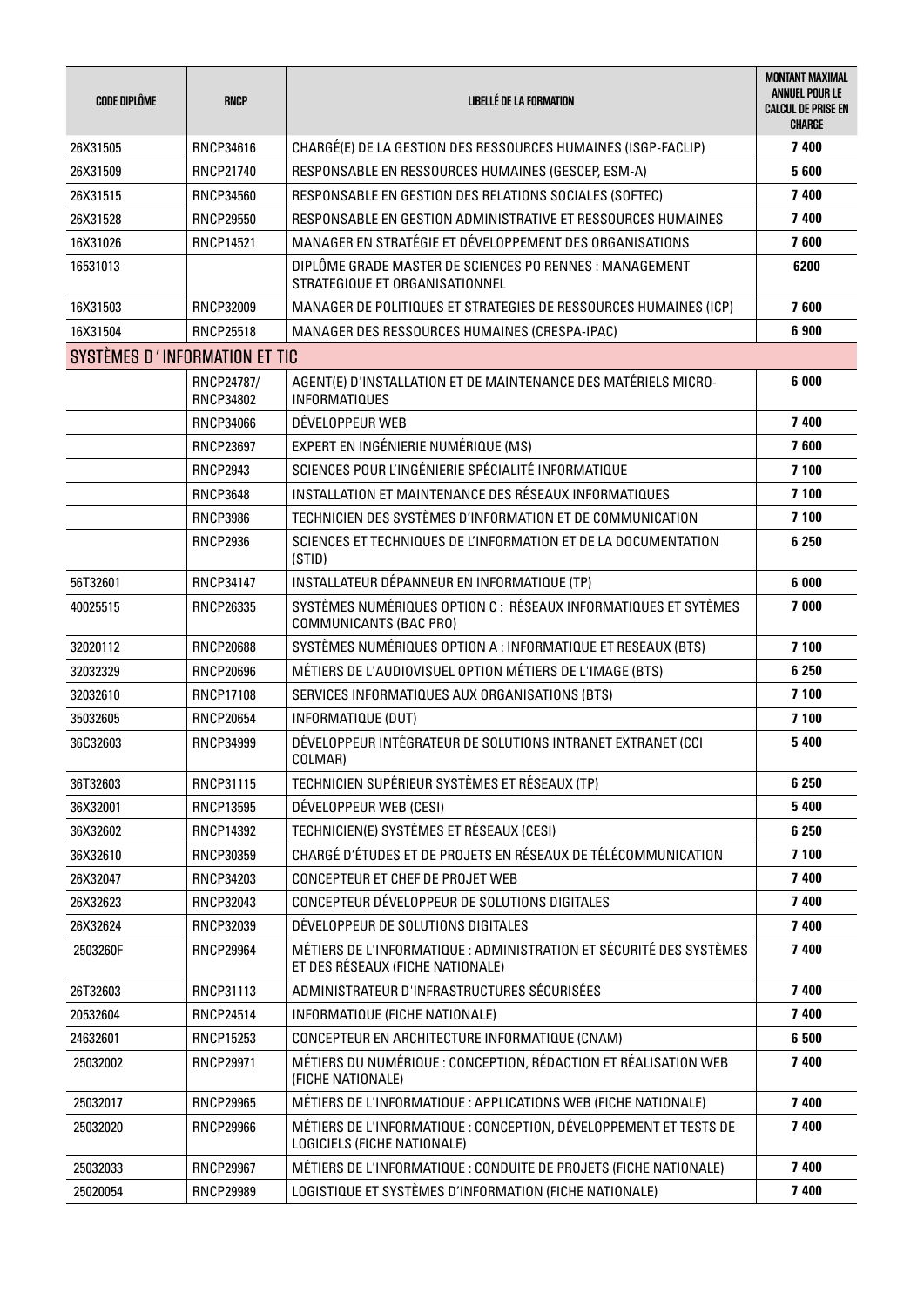| CODE DIPLÔME | RNCP | LIBELLÉ DE LA FORMATION | MONTANT MAXIMAL ANNUEL POUR LE CALCUL DE PRISE EN CHARGE |
|---|---|---|---|
| 26X31505 | RNCP34616 | CHARGÉ(E) DE LA GESTION DES RESSOURCES HUMAINES (ISGP-FACLIP) | 7 400 |
| 26X31509 | RNCP21740 | RESPONSABLE EN RESSOURCES HUMAINES (GESCEP, ESM-A) | 5 600 |
| 26X31515 | RNCP34560 | RESPONSABLE EN GESTION DES RELATIONS SOCIALES (SOFTEC) | 7 400 |
| 26X31528 | RNCP29550 | RESPONSABLE EN GESTION ADMINISTRATIVE ET RESSOURCES HUMAINES | 7 400 |
| 16X31026 | RNCP14521 | MANAGER EN STRATÉGIE ET DÉVELOPPEMENT DES ORGANISATIONS | 7 600 |
| 16531013 | | DIPLÔME GRADE MASTER DE SCIENCES PO RENNES : MANAGEMENT STRATEGIQUE ET ORGANISATIONNEL | 6200 |
| 16X31503 | RNCP32009 | MANAGER DE POLITIQUES ET STRATEGIES DE RESSOURCES HUMAINES (ICP) | 7 600 |
| 16X31504 | RNCP25518 | MANAGER DES RESSOURCES HUMAINES (CRESPA-IPAC) | 6 900 |
| **SYSTÈMES D'INFORMATION ET TIC** | | | |
| | RNCP24787/ RNCP34802 | AGENT(E) D'INSTALLATION ET DE MAINTENANCE DES MATÉRIELS MICRO-INFORMATIQUES | 6 000 |
| | RNCP34066 | DÉVELOPPEUR WEB | 7 400 |
| | RNCP23697 | EXPERT EN INGÉNIERIE NUMÉRIQUE (MS) | 7 600 |
| | RNCP2943 | SCIENCES POUR L'INGÉNIERIE SPÉCIALITÉ INFORMATIQUE | 7 100 |
| | RNCP3648 | INSTALLATION ET MAINTENANCE DES RÉSEAUX INFORMATIQUES | 7 100 |
| | RNCP3986 | TECHNICIEN DES SYSTÈMES D'INFORMATION ET DE COMMUNICATION | 7 100 |
| | RNCP2936 | SCIENCES ET TECHNIQUES DE L'INFORMATION ET DE LA DOCUMENTATION (STID) | 6 250 |
| 56T32601 | RNCP34147 | INSTALLATEUR DÉPANNEUR EN INFORMATIQUE (TP) | 6 000 |
| 40025515 | RNCP26335 | SYSTÈMES NUMÉRIQUES OPTION C : RÉSEAUX INFORMATIQUES ET SYTÈMES COMMUNICANTS (BAC PRO) | 7 000 |
| 32020112 | RNCP20688 | SYSTÈMES NUMÉRIQUES OPTION A : INFORMATIQUE ET RESEAUX (BTS) | 7 100 |
| 32032329 | RNCP20696 | MÉTIERS DE L'AUDIOVISUEL OPTION MÉTIERS DE L'IMAGE (BTS) | 6 250 |
| 32032610 | RNCP17108 | SERVICES INFORMATIQUES AUX ORGANISATIONS (BTS) | 7 100 |
| 35032605 | RNCP20654 | INFORMATIQUE (DUT) | 7 100 |
| 36C32603 | RNCP34999 | DÉVELOPPEUR INTÉGRATEUR DE SOLUTIONS INTRANET EXTRANET (CCI COLMAR) | 5 400 |
| 36T32603 | RNCP31115 | TECHNICIEN SUPÉRIEUR SYSTÈMES ET RÉSEAUX (TP) | 6 250 |
| 36X32001 | RNCP13595 | DÉVELOPPEUR WEB (CESI) | 5 400 |
| 36X32602 | RNCP14392 | TECHNICIEN(E) SYSTÈMES ET RÉSEAUX (CESI) | 6 250 |
| 36X32610 | RNCP30359 | CHARGÉ D'ÉTUDES ET DE PROJETS EN RÉSEAUX DE TÉLÉCOMMUNICATION | 7 100 |
| 26X32047 | RNCP34203 | CONCEPTEUR ET CHEF DE PROJET WEB | 7 400 |
| 26X32623 | RNCP32043 | CONCEPTEUR DÉVELOPPEUR DE SOLUTIONS DIGITALES | 7 400 |
| 26X32624 | RNCP32039 | DÉVELOPPEUR DE SOLUTIONS DIGITALES | 7 400 |
| 2503260F | RNCP29964 | MÉTIERS DE L'INFORMATIQUE : ADMINISTRATION ET SÉCURITÉ DES SYSTÈMES ET DES RÉSEAUX (FICHE NATIONALE) | 7 400 |
| 26T32603 | RNCP31113 | ADMINISTRATEUR D'INFRASTRUCTURES SÉCURISÉES | 7 400 |
| 20532604 | RNCP24514 | INFORMATIQUE (FICHE NATIONALE) | 7 400 |
| 24632601 | RNCP15253 | CONCEPTEUR EN ARCHITECTURE INFORMATIQUE (CNAM) | 6 500 |
| 25032002 | RNCP29971 | MÉTIERS DU NUMÉRIQUE : CONCEPTION, RÉDACTION ET RÉALISATION WEB (FICHE NATIONALE) | 7 400 |
| 25032017 | RNCP29965 | MÉTIERS DE L'INFORMATIQUE : APPLICATIONS WEB (FICHE NATIONALE) | 7 400 |
| 25032020 | RNCP29966 | MÉTIERS DE L'INFORMATIQUE : CONCEPTION, DÉVELOPPEMENT ET TESTS DE LOGICIELS (FICHE NATIONALE) | 7 400 |
| 25032033 | RNCP29967 | MÉTIERS DE L'INFORMATIQUE : CONDUITE DE PROJETS (FICHE NATIONALE) | 7 400 |
| 25020054 | RNCP29989 | LOGISTIQUE ET SYSTÈMES D'INFORMATION (FICHE NATIONALE) | 7 400 |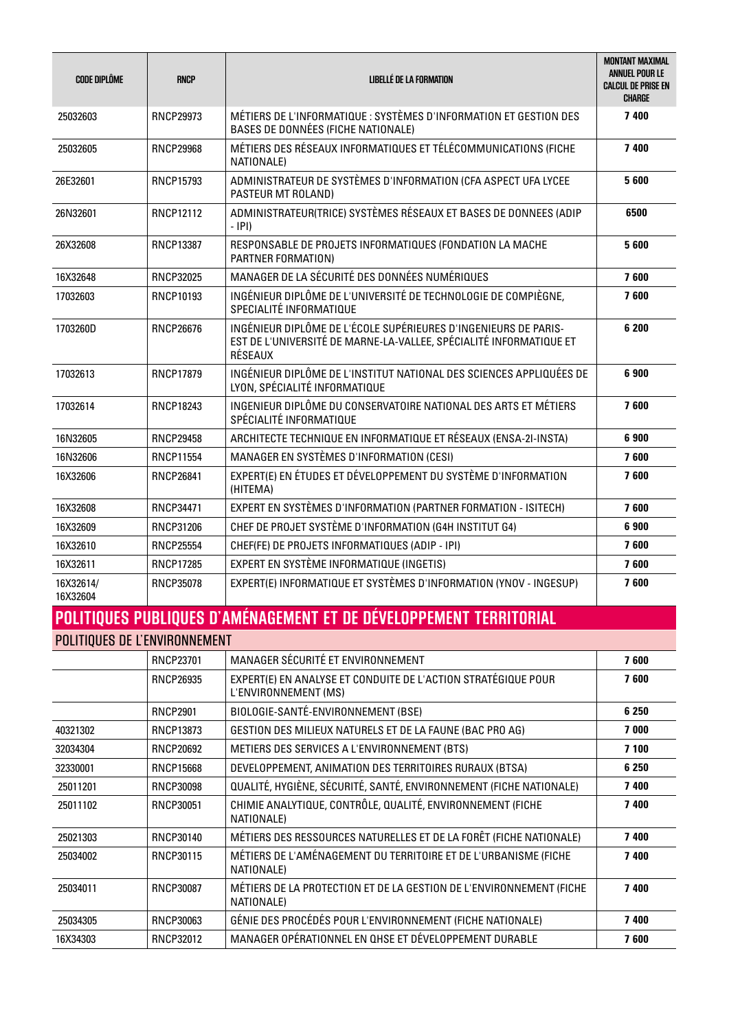| CODE DIPLÔME | RNCP | LIBELLÉ DE LA FORMATION | MONTANT MAXIMAL ANNUEL POUR LE CALCUL DE PRISE EN CHARGE |
|---|---|---|---|
| 25032603 | RNCP29973 | MÉTIERS DE L'INFORMATIQUE : SYSTÈMES D'INFORMATION ET GESTION DES BASES DE DONNÉES (FICHE NATIONALE) | 7 400 |
| 25032605 | RNCP29968 | MÉTIERS DES RÉSEAUX INFORMATIQUES ET TÉLÉCOMMUNICATIONS (FICHE NATIONALE) | 7 400 |
| 26E32601 | RNCP15793 | ADMINISTRATEUR DE SYSTÈMES D'INFORMATION (CFA ASPECT UFA LYCEE PASTEUR MT ROLAND) | 5 600 |
| 26N32601 | RNCP12112 | ADMINISTRATEUR(TRICE) SYSTÈMES RÉSEAUX ET BASES DE DONNEES (ADIP - IPI) | 6500 |
| 26X32608 | RNCP13387 | RESPONSABLE DE PROJETS INFORMATIQUES (FONDATION LA MACHE PARTNER FORMATION) | 5 600 |
| 16X32648 | RNCP32025 | MANAGER DE LA SÉCURITÉ DES DONNÉES NUMÉRIQUES | 7 600 |
| 17032603 | RNCP10193 | INGÉNIEUR DIPLÔME DE L'UNIVERSITÉ DE TECHNOLOGIE DE COMPIÈGNE, SPECIALITÉ INFORMATIQUE | 7 600 |
| 1703260D | RNCP26676 | INGÉNIEUR DIPLÔME DE L'ÉCOLE SUPÉRIEURES D'INGENIEURS DE PARIS-EST DE L'UNIVERSITÉ DE MARNE-LA-VALLEE, SPÉCIALITÉ INFORMATIQUE ET RÉSEAUX | 6 200 |
| 17032613 | RNCP17879 | INGÉNIEUR DIPLÔME DE L'INSTITUT NATIONAL DES SCIENCES APPLIQUÉES DE LYON, SPÉCIALITÉ INFORMATIQUE | 6 900 |
| 17032614 | RNCP18243 | INGENIEUR DIPLÔME DU CONSERVATOIRE NATIONAL DES ARTS ET MÉTIERS SPÉCIALITÉ INFORMATIQUE | 7 600 |
| 16N32605 | RNCP29458 | ARCHITECTE TECHNIQUE EN INFORMATIQUE ET RÉSEAUX (ENSA-2I-INSTA) | 6 900 |
| 16N32606 | RNCP11554 | MANAGER EN SYSTÈMES D'INFORMATION (CESI) | 7 600 |
| 16X32606 | RNCP26841 | EXPERT(E) EN ÉTUDES ET DÉVELOPPEMENT DU SYSTÈME D'INFORMATION (HITEMA) | 7 600 |
| 16X32608 | RNCP34471 | EXPERT EN SYSTÈMES D'INFORMATION (PARTNER FORMATION - ISITECH) | 7 600 |
| 16X32609 | RNCP31206 | CHEF DE PROJET SYSTÈME D'INFORMATION (G4H INSTITUT G4) | 6 900 |
| 16X32610 | RNCP25554 | CHEF(FE) DE PROJETS INFORMATIQUES (ADIP - IPI) | 7 600 |
| 16X32611 | RNCP17285 | EXPERT EN SYSTÈME INFORMATIQUE (INGETIS) | 7 600 |
| 16X32614/ 16X32604 | RNCP35078 | EXPERT(E) INFORMATIQUE ET SYSTÈMES D'INFORMATION (YNOV - INGESUP) | 7 600 |

## POLITIQUES PUBLIQUES D'AMÉNAGEMENT ET DE DÉVELOPPEMENT TERRITORIAL

### POLITIQUES DE L'ENVIRONNEMENT

| CODE DIPLÔME | RNCP | LIBELLÉ DE LA FORMATION | MONTANT MAXIMAL ANNUEL POUR LE CALCUL DE PRISE EN CHARGE |
|---|---|---|---|
| | RNCP23701 | MANAGER SÉCURITÉ ET ENVIRONNEMENT | 7 600 |
| | RNCP26935 | EXPERT(E) EN ANALYSE ET CONDUITE DE L'ACTION STRATÉGIQUE POUR L'ENVIRONNEMENT (MS) | 7 600 |
| | RNCP2901 | BIOLOGIE-SANTÉ-ENVIRONNEMENT (BSE) | 6 250 |
| 40321302 | RNCP13873 | GESTION DES MILIEUX NATURELS ET DE LA FAUNE (BAC PRO AG) | 7 000 |
| 32034304 | RNCP20692 | METIERS DES SERVICES A L'ENVIRONNEMENT (BTS) | 7 100 |
| 32330001 | RNCP15668 | DEVELOPPEMENT, ANIMATION DES TERRITOIRES RURAUX (BTSA) | 6 250 |
| 25011201 | RNCP30098 | QUALITÉ, HYGIÈNE, SÉCURITÉ, SANTÉ, ENVIRONNEMENT (FICHE NATIONALE) | 7 400 |
| 25011102 | RNCP30051 | CHIMIE ANALYTIQUE, CONTRÔLE, QUALITÉ, ENVIRONNEMENT (FICHE NATIONALE) | 7 400 |
| 25021303 | RNCP30140 | MÉTIERS DES RESSOURCES NATURELLES ET DE LA FORÊT (FICHE NATIONALE) | 7 400 |
| 25034002 | RNCP30115 | MÉTIERS DE L'AMÉNAGEMENT DU TERRITOIRE ET DE L'URBANISME (FICHE NATIONALE) | 7 400 |
| 25034011 | RNCP30087 | MÉTIERS DE LA PROTECTION ET DE LA GESTION DE L'ENVIRONNEMENT (FICHE NATIONALE) | 7 400 |
| 25034305 | RNCP30063 | GÉNIE DES PROCÉDÉS POUR L'ENVIRONNEMENT (FICHE NATIONALE) | 7 400 |
| 16X34303 | RNCP32012 | MANAGER OPÉRATIONNEL EN QHSE ET DÉVELOPPEMENT DURABLE | 7 600 |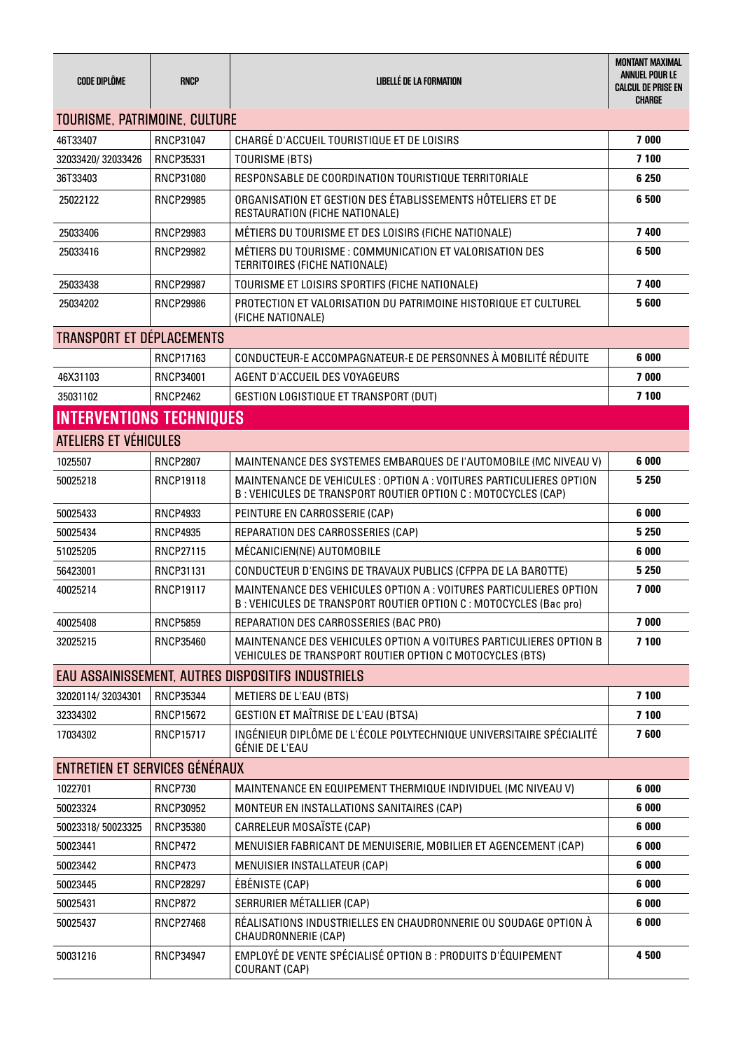| CODE DIPLÔME | RNCP | LIBELLÉ DE LA FORMATION | MONTANT MAXIMAL ANNUEL POUR LE CALCUL DE PRISE EN CHARGE |
|---|---|---|---|
| **TOURISME, PATRIMOINE, CULTURE** | | | |
| 46T33407 | RNCP31047 | CHARGÉ D'ACCUEIL TOURISTIQUE ET DE LOISIRS | **7 000** |
| 32033420/ 32033426 | RNCP35331 | TOURISME (BTS) | **7 100** |
| 36T33403 | RNCP31080 | RESPONSABLE DE COORDINATION TOURISTIQUE TERRITORIALE | **6 250** |
| 25022122 | RNCP29985 | ORGANISATION ET GESTION DES ÉTABLISSEMENTS HÔTELIERS ET DE RESTAURATION (FICHE NATIONALE) | **6 500** |
| 25033406 | RNCP29983 | MÉTIERS DU TOURISME ET DES LOISIRS (FICHE NATIONALE) | **7 400** |
| 25033416 | RNCP29982 | MÉTIERS DU TOURISME : COMMUNICATION ET VALORISATION DES TERRITOIRES (FICHE NATIONALE) | **6 500** |
| 25033438 | RNCP29987 | TOURISME ET LOISIRS SPORTIFS (FICHE NATIONALE) | **7 400** |
| 25034202 | RNCP29986 | PROTECTION ET VALORISATION DU PATRIMOINE HISTORIQUE ET CULTUREL (FICHE NATIONALE) | **5 600** |
| **TRANSPORT ET DÉPLACEMENTS** | | | |
| | RNCP17163 | CONDUCTEUR-E ACCOMPAGNATEUR-E DE PERSONNES À MOBILITÉ RÉDUITE | **6 000** |
| 46X31103 | RNCP34001 | AGENT D'ACCUEIL DES VOYAGEURS | **7 000** |
| 35031102 | RNCP2462 | GESTION LOGISTIQUE ET TRANSPORT (DUT) | **7 100** |
| **INTERVENTIONS TECHNIQUES** | | | |
| **ATELIERS ET VÉHICULES** | | | |
| 1025507 | RNCP2807 | MAINTENANCE DES SYSTEMES EMBARQUES DE l'AUTOMOBILE (MC NIVEAU V) | **6 000** |
| 50025218 | RNCP19118 | MAINTENANCE DE VEHICULES : OPTION A : VOITURES PARTICULIERES OPTION B : VEHICULES DE TRANSPORT ROUTIER OPTION C : MOTOCYCLES (CAP) | **5 250** |
| 50025433 | RNCP4933 | PEINTURE EN CARROSSERIE (CAP) | **6 000** |
| 50025434 | RNCP4935 | REPARATION DES CARROSSERIES (CAP) | **5 250** |
| 51025205 | RNCP27115 | MÉCANICIEN(NE) AUTOMOBILE | **6 000** |
| 56423001 | RNCP31131 | CONDUCTEUR D'ENGINS DE TRAVAUX PUBLICS (CFPPA DE LA BAROTTE) | **5 250** |
| 40025214 | RNCP19117 | MAINTENANCE DES VEHICULES OPTION A : VOITURES PARTICULIERES OPTION B : VEHICULES DE TRANSPORT ROUTIER OPTION C : MOTOCYCLES (Bac pro) | **7 000** |
| 40025408 | RNCP5859 | REPARATION DES CARROSSERIES (BAC PRO) | **7 000** |
| 32025215 | RNCP35460 | MAINTENANCE DES VEHICULES OPTION A VOITURES PARTICULIERES OPTION B VEHICULES DE TRANSPORT ROUTIER OPTION C MOTOCYCLES (BTS) | **7 100** |
| **EAU ASSAINISSEMENT, AUTRES DISPOSITIFS INDUSTRIELS** | | | |
| 32020114/ 32034301 | RNCP35344 | METIERS DE L'EAU (BTS) | **7 100** |
| 32334302 | RNCP15672 | GESTION ET MAÎTRISE DE L'EAU (BTSA) | **7 100** |
| 17034302 | RNCP15717 | INGÉNIEUR DIPLÔME DE L'ÉCOLE POLYTECHNIQUE UNIVERSITAIRE SPÉCIALITÉ GÉNIE DE L'EAU | **7 600** |
| **ENTRETIEN ET SERVICES GÉNÉRAUX** | | | |
| 1022701 | RNCP730 | MAINTENANCE EN EQUIPEMENT THERMIQUE INDIVIDUEL (MC NIVEAU V) | **6 000** |
| 50023324 | RNCP30952 | MONTEUR EN INSTALLATIONS SANITAIRES (CAP) | **6 000** |
| 50023318/ 50023325 | RNCP35380 | CARRELEUR MOSAÏSTE (CAP) | **6 000** |
| 50023441 | RNCP472 | MENUISIER FABRICANT DE MENUISERIE, MOBILIER ET AGENCEMENT (CAP) | **6 000** |
| 50023442 | RNCP473 | MENUISIER INSTALLATEUR (CAP) | **6 000** |
| 50023445 | RNCP28297 | ÉBÉNISTE (CAP) | **6 000** |
| 50025431 | RNCP872 | SERRURIER MÉTALLIER (CAP) | **6 000** |
| 50025437 | RNCP27468 | RÉALISATIONS INDUSTRIELLES EN CHAUDRONNERIE OU SOUDAGE OPTION À CHAUDRONNERIE (CAP) | **6 000** |
| 50031216 | RNCP34947 | EMPLOYÉ DE VENTE SPÉCIALISÉ OPTION B : PRODUITS D'ÉQUIPEMENT COURANT (CAP) | **4 500** |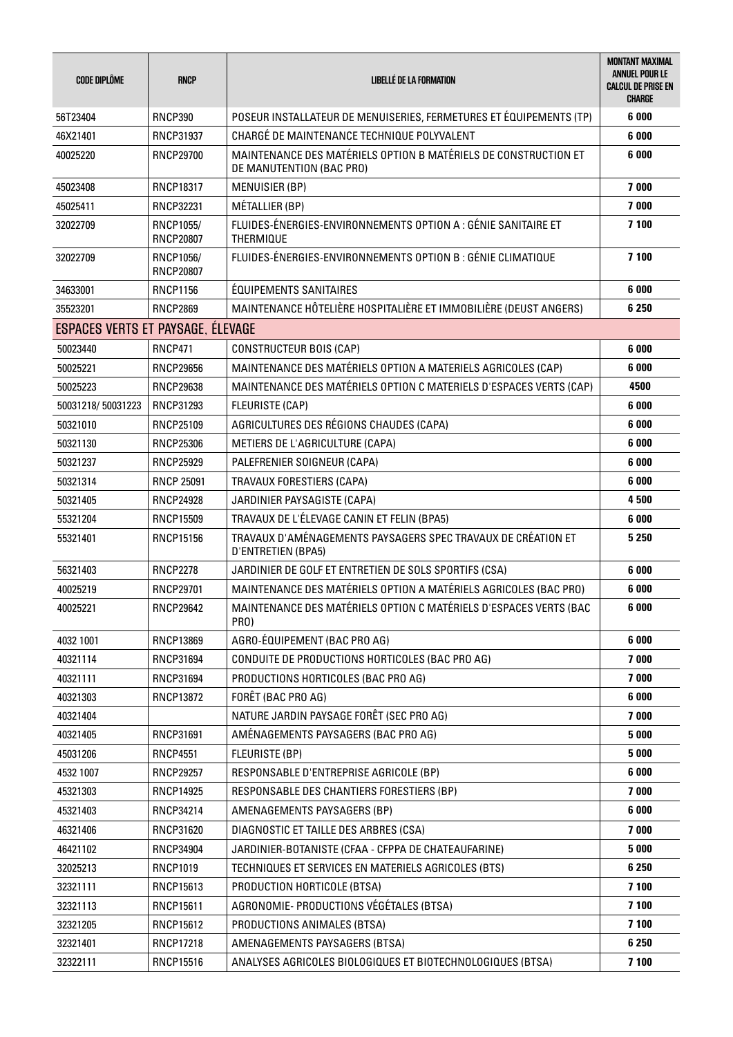| CODE DIPLÔME | RNCP | LIBELLÉ DE LA FORMATION | MONTANT MAXIMAL ANNUEL POUR LE CALCUL DE PRISE EN CHARGE |
|---|---|---|---|
| 56T23404 | RNCP390 | POSEUR INSTALLATEUR DE MENUISERIES, FERMETURES ET ÉQUIPEMENTS (TP) | **6 000** |
| 46X21401 | RNCP31937 | CHARGÉ DE MAINTENANCE TECHNIQUE POLYVALENT | **6 000** |
| 40025220 | RNCP29700 | MAINTENANCE DES MATÉRIELS OPTION B MATÉRIELS DE CONSTRUCTION ET DE MANUTENTION (BAC PRO) | **6 000** |
| 45023408 | RNCP18317 | MENUISIER (BP) | **7 000** |
| 45025411 | RNCP32231 | MÉTALLIER (BP) | **7 000** |
| 32022709 | RNCP1055/ RNCP20807 | FLUIDES-ÉNERGIES-ENVIRONNEMENTS OPTION A : GÉNIE SANITAIRE ET THERMIQUE | **7 100** |
| 32022709 | RNCP1056/ RNCP20807 | FLUIDES-ÉNERGIES-ENVIRONNEMENTS OPTION B : GÉNIE CLIMATIQUE | **7 100** |
| 34633001 | RNCP1156 | ÉQUIPEMENTS SANITAIRES | **6 000** |
| 35523201 | RNCP2869 | MAINTENANCE HÔTELIÈRE HOSPITALIÈRE ET IMMOBILIÈRE (DEUST ANGERS) | **6 250** |
| **ESPACES VERTS ET PAYSAGE, ÉLEVAGE** | | | |
| 50023440 | RNCP471 | CONSTRUCTEUR BOIS (CAP) | **6 000** |
| 50025221 | RNCP29656 | MAINTENANCE DES MATÉRIELS OPTION A MATERIELS AGRICOLES (CAP) | **6 000** |
| 50025223 | RNCP29638 | MAINTENANCE DES MATÉRIELS OPTION C MATERIELS D'ESPACES VERTS (CAP) | **4500** |
| 50031218/ 50031223 | RNCP31293 | FLEURISTE (CAP) | **6 000** |
| 50321010 | RNCP25109 | AGRICULTURES DES RÉGIONS CHAUDES (CAPA) | **6 000** |
| 50321130 | RNCP25306 | METIERS DE L'AGRICULTURE (CAPA) | **6 000** |
| 50321237 | RNCP25929 | PALEFRENIER SOIGNEUR (CAPA) | **6 000** |
| 50321314 | RNCP 25091 | TRAVAUX FORESTIERS (CAPA) | **6 000** |
| 50321405 | RNCP24928 | JARDINIER PAYSAGISTE (CAPA) | **4 500** |
| 55321204 | RNCP15509 | TRAVAUX DE L'ÉLEVAGE CANIN ET FELIN (BPA5) | **6 000** |
| 55321401 | RNCP15156 | TRAVAUX D'AMÉNAGEMENTS PAYSAGERS SPEC TRAVAUX DE CRÉATION ET D'ENTRETIEN (BPA5) | **5 250** |
| 56321403 | RNCP2278 | JARDINIER DE GOLF ET ENTRETIEN DE SOLS SPORTIFS (CSA) | **6 000** |
| 40025219 | RNCP29701 | MAINTENANCE DES MATÉRIELS OPTION A MATÉRIELS AGRICOLES (BAC PRO) | **6 000** |
| 40025221 | RNCP29642 | MAINTENANCE DES MATÉRIELS OPTION C MATÉRIELS D'ESPACES VERTS (BAC PRO) | **6 000** |
| 4032 1001 | RNCP13869 | AGRO-ÉQUIPEMENT (BAC PRO AG) | **6 000** |
| 40321114 | RNCP31694 | CONDUITE DE PRODUCTIONS HORTICOLES (BAC PRO AG) | **7 000** |
| 40321111 | RNCP31694 | PRODUCTIONS HORTICOLES (BAC PRO AG) | **7 000** |
| 40321303 | RNCP13872 | FORÊT (BAC PRO AG) | **6 000** |
| 40321404 | | NATURE JARDIN PAYSAGE FORÊT (SEC PRO AG) | **7 000** |
| 40321405 | RNCP31691 | AMÉNAGEMENTS PAYSAGERS (BAC PRO AG) | **5 000** |
| 45031206 | RNCP4551 | FLEURISTE (BP) | **5 000** |
| 4532 1007 | RNCP29257 | RESPONSABLE D'ENTREPRISE AGRICOLE (BP) | **6 000** |
| 45321303 | RNCP14925 | RESPONSABLE DES CHANTIERS FORESTIERS (BP) | **7 000** |
| 45321403 | RNCP34214 | AMENAGEMENTS PAYSAGERS (BP) | **6 000** |
| 46321406 | RNCP31620 | DIAGNOSTIC ET TAILLE DES ARBRES (CSA) | **7 000** |
| 46421102 | RNCP34904 | JARDINIER-BOTANISTE (CFAA - CFPPA DE CHATEAUFARINE) | **5 000** |
| 32025213 | RNCP1019 | TECHNIQUES ET SERVICES EN MATERIELS AGRICOLES (BTS) | **6 250** |
| 32321111 | RNCP15613 | PRODUCTION HORTICOLE (BTSA) | **7 100** |
| 32321113 | RNCP15611 | AGRONOMIE- PRODUCTIONS VÉGÉTALES (BTSA) | **7 100** |
| 32321205 | RNCP15612 | PRODUCTIONS ANIMALES (BTSA) | **7 100** |
| 32321401 | RNCP17218 | AMENAGEMENTS PAYSAGERS (BTSA) | **6 250** |
| 32322111 | RNCP15516 | ANALYSES AGRICOLES BIOLOGIQUES ET BIOTECHNOLOGIQUES (BTSA) | **7 100** |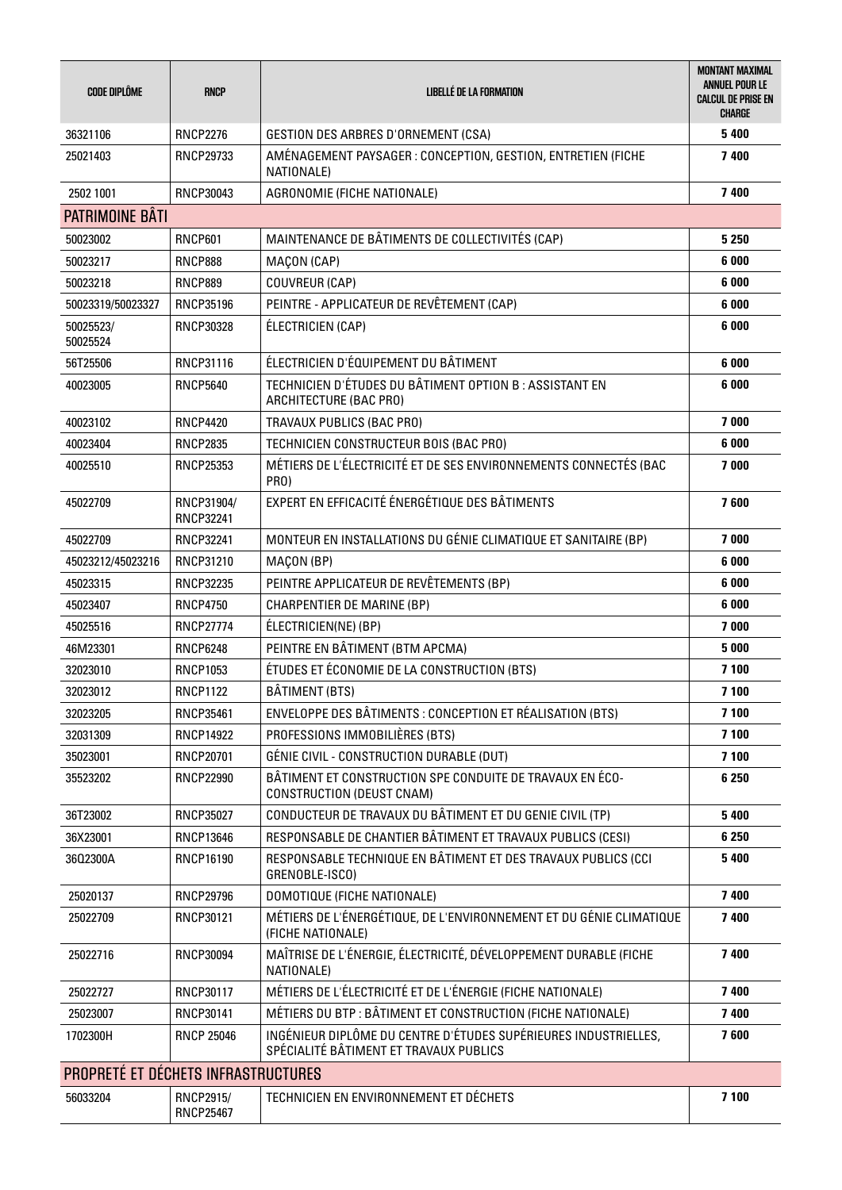| CODE DIPLÔME | RNCP | LIBELLÉ DE LA FORMATION | MONTANT MAXIMAL ANNUEL POUR LE CALCUL DE PRISE EN CHARGE |
|---|---|---|---|
| 36321106 | RNCP2276 | GESTION DES ARBRES D'ORNEMENT (CSA) | **5 400** |
| 25021403 | RNCP29733 | AMÉNAGEMENT PAYSAGER : CONCEPTION, GESTION, ENTRETIEN (FICHE NATIONALE) | **7 400** |
| 2502 1001 | RNCP30043 | AGRONOMIE (FICHE NATIONALE) | **7 400** |
| **PATRIMOINE BÂTI** | | | |
| 50023002 | RNCP601 | MAINTENANCE DE BÂTIMENTS DE COLLECTIVITÉS (CAP) | **5 250** |
| 50023217 | RNCP888 | MAÇON (CAP) | **6 000** |
| 50023218 | RNCP889 | COUVREUR (CAP) | **6 000** |
| 50023319/50023327 | RNCP35196 | PEINTRE - APPLICATEUR DE REVÊTEMENT (CAP) | **6 000** |
| 50025523/ 50025524 | RNCP30328 | ÉLECTRICIEN (CAP) | **6 000** |
| 56T25506 | RNCP31116 | ÉLECTRICIEN D'ÉQUIPEMENT DU BÂTIMENT | **6 000** |
| 40023005 | RNCP5640 | TECHNICIEN D'ÉTUDES DU BÂTIMENT OPTION B : ASSISTANT EN ARCHITECTURE (BAC PRO) | **6 000** |
| 40023102 | RNCP4420 | TRAVAUX PUBLICS (BAC PRO) | **7 000** |
| 40023404 | RNCP2835 | TECHNICIEN CONSTRUCTEUR BOIS (BAC PRO) | **6 000** |
| 40025510 | RNCP25353 | MÉTIERS DE L'ÉLECTRICITÉ ET DE SES ENVIRONNEMENTS CONNECTÉS (BAC PRO) | **7 000** |
| 45022709 | RNCP31904/ RNCP32241 | EXPERT EN EFFICACITÉ ÉNERGÉTIQUE DES BÂTIMENTS | **7 600** |
| 45022709 | RNCP32241 | MONTEUR EN INSTALLATIONS DU GÉNIE CLIMATIQUE ET SANITAIRE (BP) | **7 000** |
| 45023212/45023216 | RNCP31210 | MAÇON (BP) | **6 000** |
| 45023315 | RNCP32235 | PEINTRE APPLICATEUR DE REVÊTEMENTS (BP) | **6 000** |
| 45023407 | RNCP4750 | CHARPENTIER DE MARINE (BP) | **6 000** |
| 45025516 | RNCP27774 | ÉLECTRICIEN(NE) (BP) | **7 000** |
| 46M23301 | RNCP6248 | PEINTRE EN BÂTIMENT (BTM APCMA) | **5 000** |
| 32023010 | RNCP1053 | ÉTUDES ET ÉCONOMIE DE LA CONSTRUCTION (BTS) | **7 100** |
| 32023012 | RNCP1122 | BÂTIMENT (BTS) | **7 100** |
| 32023205 | RNCP35461 | ENVELOPPE DES BÂTIMENTS : CONCEPTION ET RÉALISATION (BTS) | **7 100** |
| 32031309 | RNCP14922 | PROFESSIONS IMMOBILIÈRES (BTS) | **7 100** |
| 35023001 | RNCP20701 | GÉNIE CIVIL - CONSTRUCTION DURABLE (DUT) | **7 100** |
| 35523202 | RNCP22990 | BÂTIMENT ET CONSTRUCTION SPE CONDUITE DE TRAVAUX EN ÉCO-CONSTRUCTION (DEUST CNAM) | **6 250** |
| 36T23002 | RNCP35027 | CONDUCTEUR DE TRAVAUX DU BÂTIMENT ET DU GENIE CIVIL (TP) | **5 400** |
| 36X23001 | RNCP13646 | RESPONSABLE DE CHANTIER BÂTIMENT ET TRAVAUX PUBLICS (CESI) | **6 250** |
| 36Q2300A | RNCP16190 | RESPONSABLE TECHNIQUE EN BÂTIMENT ET DES TRAVAUX PUBLICS (CCI GRENOBLE-ISCO) | **5 400** |
| 25020137 | RNCP29796 | DOMOTIQUE (FICHE NATIONALE) | **7 400** |
| 25022709 | RNCP30121 | MÉTIERS DE L'ÉNERGÉTIQUE, DE L'ENVIRONNEMENT ET DU GÉNIE CLIMATIQUE (FICHE NATIONALE) | **7 400** |
| 25022716 | RNCP30094 | MAÎTRISE DE L'ÉNERGIE, ÉLECTRICITÉ, DÉVELOPPEMENT DURABLE (FICHE NATIONALE) | **7 400** |
| 25022727 | RNCP30117 | MÉTIERS DE L'ÉLECTRICITÉ ET DE L'ÉNERGIE (FICHE NATIONALE) | **7 400** |
| 25023007 | RNCP30141 | MÉTIERS DU BTP : BÂTIMENT ET CONSTRUCTION (FICHE NATIONALE) | **7 400** |
| 1702300H | RNCP 25046 | INGÉNIEUR DIPLÔMÉ DU CENTRE D'ÉTUDES SUPÉRIEURES INDUSTRIELLES, SPÉCIALITÉ BÂTIMENT ET TRAVAUX PUBLICS | **7 600** |
| **PROPRETÉ ET DÉCHETS INFRASTRUCTURES** | | | |
| 56033204 | RNCP2915/ RNCP25467 | TECHNICIEN EN ENVIRONNEMENT ET DÉCHETS | **7 100** |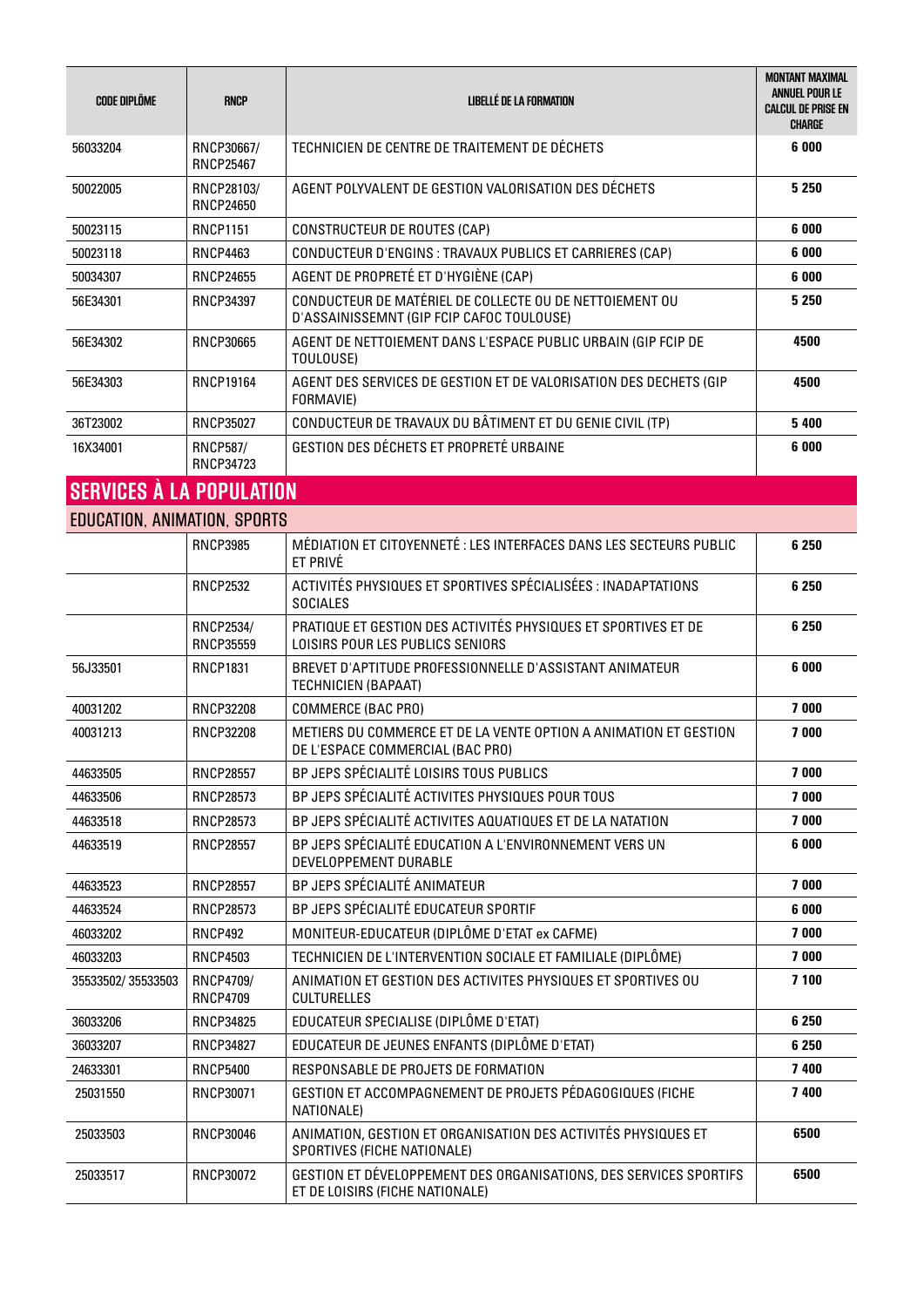| CODE DIPLÔME | RNCP | LIBELLÉ DE LA FORMATION | MONTANT MAXIMAL ANNUEL POUR LE CALCUL DE PRISE EN CHARGE |
|---|---|---|---|
| 56033204 | RNCP30667/ RNCP25467 | TECHNICIEN DE CENTRE DE TRAITEMENT DE DÉCHETS | 6 000 |
| 50022005 | RNCP28103/ RNCP24650 | AGENT POLYVALENT DE GESTION VALORISATION DES DÉCHETS | 5 250 |
| 50023115 | RNCP1151 | CONSTRUCTEUR DE ROUTES (CAP) | 6 000 |
| 50023118 | RNCP4463 | CONDUCTEUR D'ENGINS : TRAVAUX PUBLICS ET CARRIERES (CAP) | 6 000 |
| 50034307 | RNCP24655 | AGENT DE PROPRETÉ ET D'HYGIÈNE (CAP) | 6 000 |
| 56E34301 | RNCP34397 | CONDUCTEUR DE MATÉRIEL DE COLLECTE OU DE NETTOIEMENT OU D'ASSAINISSEMNT (GIP FCIP CAFOC TOULOUSE) | 5 250 |
| 56E34302 | RNCP30665 | AGENT DE NETTOIEMENT DANS L'ESPACE PUBLIC URBAIN (GIP FCIP DE TOULOUSE) | 4500 |
| 56E34303 | RNCP19164 | AGENT DES SERVICES DE GESTION ET DE VALORISATION DES DECHETS (GIP FORMAVIE) | 4500 |
| 36T23002 | RNCP35027 | CONDUCTEUR DE TRAVAUX DU BÂTIMENT ET DU GENIE CIVIL (TP) | 5 400 |
| 16X34001 | RNCP587/ RNCP34723 | GESTION DES DÉCHETS ET PROPRETÉ URBAINE | 6 000 |

## SERVICES À LA POPULATION

### EDUCATION, ANIMATION, SPORTS

| CODE DIPLÔME | RNCP | LIBELLÉ DE LA FORMATION | MONTANT MAXIMAL ANNUEL POUR LE CALCUL DE PRISE EN CHARGE |
|---|---|---|---|
| | RNCP3985 | MÉDIATION ET CITOYENNETÉ : LES INTERFACES DANS LES SECTEURS PUBLIC ET PRIVÉ | 6 250 |
| | RNCP2532 | ACTIVITÉS PHYSIQUES ET SPORTIVES SPÉCIALISÉES : INADAPTATIONS SOCIALES | 6 250 |
| | RNCP2534/ RNCP35559 | PRATIQUE ET GESTION DES ACTIVITÉS PHYSIQUES ET SPORTIVES ET DE LOISIRS POUR LES PUBLICS SENIORS | 6 250 |
| 56J33501 | RNCP1831 | BREVET D'APTITUDE PROFESSIONNELLE D'ASSISTANT ANIMATEUR TECHNICIEN (BAPAAT) | 6 000 |
| 40031202 | RNCP32208 | COMMERCE (BAC PRO) | 7 000 |
| 40031213 | RNCP32208 | METIERS DU COMMERCE ET DE LA VENTE OPTION A ANIMATION ET GESTION DE L'ESPACE COMMERCIAL (BAC PRO) | 7 000 |
| 44633505 | RNCP28557 | BP JEPS SPÉCIALITÉ LOISIRS TOUS PUBLICS | 7 000 |
| 44633506 | RNCP28573 | BP JEPS SPÉCIALITÉ ACTIVITES PHYSIQUES POUR TOUS | 7 000 |
| 44633518 | RNCP28573 | BP JEPS SPÉCIALITÉ ACTIVITES AQUATIQUES ET DE LA NATATION | 7 000 |
| 44633519 | RNCP28557 | BP JEPS SPÉCIALITÉ EDUCATION A L'ENVIRONNEMENT VERS UN DEVELOPPEMENT DURABLE | 6 000 |
| 44633523 | RNCP28557 | BP JEPS SPÉCIALITÉ ANIMATEUR | 7 000 |
| 44633524 | RNCP28573 | BP JEPS SPÉCIALITÉ EDUCATEUR SPORTIF | 6 000 |
| 46033202 | RNCP492 | MONITEUR-EDUCATEUR (DIPLÔME D'ETAT ex CAFME) | 7 000 |
| 46033203 | RNCP4503 | TECHNICIEN DE L'INTERVENTION SOCIALE ET FAMILIALE (DIPLÔME) | 7 000 |
| 35533502/ 35533503 | RNCP4709/ RNCP4709 | ANIMATION ET GESTION DES ACTIVITES PHYSIQUES ET SPORTIVES OU CULTURELLES | 7 100 |
| 36033206 | RNCP34825 | EDUCATEUR SPECIALISE (DIPLÔME D'ETAT) | 6 250 |
| 36033207 | RNCP34827 | EDUCATEUR DE JEUNES ENFANTS (DIPLÔME D'ETAT) | 6 250 |
| 24633301 | RNCP5400 | RESPONSABLE DE PROJETS DE FORMATION | 7 400 |
| 25031550 | RNCP30071 | GESTION ET ACCOMPAGNEMENT DE PROJETS PÉDAGOGIQUES (FICHE NATIONALE) | 7 400 |
| 25033503 | RNCP30046 | ANIMATION, GESTION ET ORGANISATION DES ACTIVITÉS PHYSIQUES ET SPORTIVES (FICHE NATIONALE) | 6500 |
| 25033517 | RNCP30072 | GESTION ET DÉVELOPPEMENT DES ORGANISATIONS, DES SERVICES SPORTIFS ET DE LOISIRS (FICHE NATIONALE) | 6500 |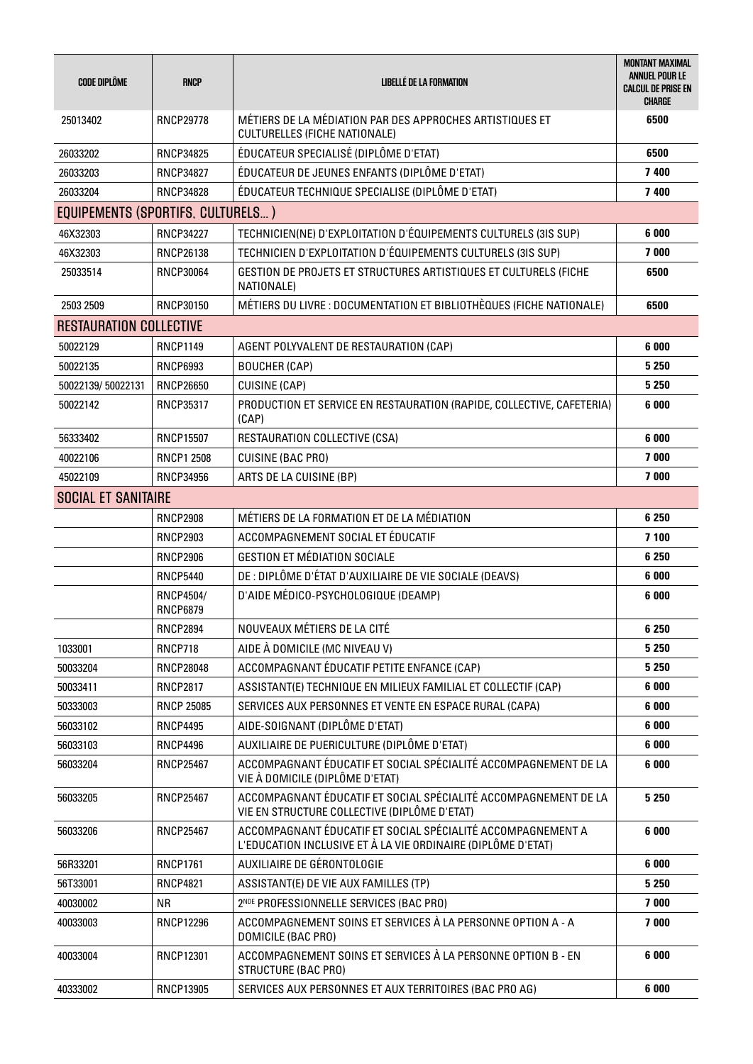| CODE DIPLÔME | RNCP | LIBELLÉ DE LA FORMATION | MONTANT MAXIMAL ANNUEL POUR LE CALCUL DE PRISE EN CHARGE |
|---|---|---|---|
| 25013402 | RNCP29778 | MÉTIERS DE LA MÉDIATION PAR DES APPROCHES ARTISTIQUES ET CULTURELLES (FICHE NATIONALE) | 6500 |
| 26033202 | RNCP34825 | ÉDUCATEUR SPECIALISÉ (DIPLÔME D'ETAT) | 6500 |
| 26033203 | RNCP34827 | ÉDUCATEUR DE JEUNES ENFANTS (DIPLÔME D'ETAT) | 7 400 |
| 26033204 | RNCP34828 | ÉDUCATEUR TECHNIQUE SPECIALISE (DIPLÔME D'ETAT) | 7 400 |
| **EQUIPEMENTS (SPORTIFS, CULTURELS… )** | | | |
| 46X32303 | RNCP34227 | TECHNICIEN(NE) D'EXPLOITATION D'ÉQUIPEMENTS CULTURELS (3IS SUP) | 6 000 |
| 46X32303 | RNCP26138 | TECHNICIEN D'EXPLOITATION D'ÉQUIPEMENTS CULTURELS (3IS SUP) | 7 000 |
| 25033514 | RNCP30064 | GESTION DE PROJETS ET STRUCTURES ARTISTIQUES ET CULTURELS (FICHE NATIONALE) | 6500 |
| 2503 2509 | RNCP30150 | MÉTIERS DU LIVRE : DOCUMENTATION ET BIBLIOTHÈQUES (FICHE NATIONALE) | 6500 |
| **RESTAURATION COLLECTIVE** | | | |
| 50022129 | RNCP1149 | AGENT POLYVALENT DE RESTAURATION (CAP) | 6 000 |
| 50022135 | RNCP6993 | BOUCHER (CAP) | 5 250 |
| 50022139/ 50022131 | RNCP26650 | CUISINE (CAP) | 5 250 |
| 50022142 | RNCP35317 | PRODUCTION ET SERVICE EN RESTAURATION (RAPIDE, COLLECTIVE, CAFETERIA) (CAP) | 6 000 |
| 56333402 | RNCP15507 | RESTAURATION COLLECTIVE (CSA) | 6 000 |
| 40022106 | RNCP1 2508 | CUISINE (BAC PRO) | 7 000 |
| 45022109 | RNCP34956 | ARTS DE LA CUISINE (BP) | 7 000 |
| **SOCIAL ET SANITAIRE** | | | |
| | RNCP2908 | MÉTIERS DE LA FORMATION ET DE LA MÉDIATION | 6 250 |
| | RNCP2903 | ACCOMPAGNEMENT SOCIAL ET ÉDUCATIF | 7 100 |
| | RNCP2906 | GESTION ET MÉDIATION SOCIALE | 6 250 |
| | RNCP5440 | DE : DIPLÔME D'ÉTAT D'AUXILIAIRE DE VIE SOCIALE (DEAVS) | 6 000 |
| | RNCP4504/ RNCP6879 | D'AIDE MÉDICO-PSYCHOLOGIQUE (DEAMP) | 6 000 |
| | RNCP2894 | NOUVEAUX MÉTIERS DE LA CITÉ | 6 250 |
| 1033001 | RNCP718 | AIDE À DOMICILE (MC NIVEAU V) | 5 250 |
| 50033204 | RNCP28048 | ACCOMPAGNANT ÉDUCATIF PETITE ENFANCE (CAP) | 5 250 |
| 50033411 | RNCP2817 | ASSISTANT(E) TECHNIQUE EN MILIEUX FAMILIAL ET COLLECTIF (CAP) | 6 000 |
| 50333003 | RNCP 25085 | SERVICES AUX PERSONNES ET VENTE EN ESPACE RURAL (CAPA) | 6 000 |
| 56033102 | RNCP4495 | AIDE-SOIGNANT (DIPLÔME D'ETAT) | 6 000 |
| 56033103 | RNCP4496 | AUXILIAIRE DE PUERICULTURE (DIPLÔME D'ETAT) | 6 000 |
| 56033204 | RNCP25467 | ACCOMPAGNANT ÉDUCATIF ET SOCIAL SPÉCIALITÉ ACCOMPAGNEMENT DE LA VIE À DOMICILE (DIPLÔME D'ETAT) | 6 000 |
| 56033205 | RNCP25467 | ACCOMPAGNANT ÉDUCATIF ET SOCIAL SPÉCIALITÉ ACCOMPAGNEMENT DE LA VIE EN STRUCTURE COLLECTIVE (DIPLÔME D'ETAT) | 5 250 |
| 56033206 | RNCP25467 | ACCOMPAGNANT ÉDUCATIF ET SOCIAL SPÉCIALITÉ ACCOMPAGNEMENT A L'EDUCATION INCLUSIVE ET À LA VIE ORDINAIRE (DIPLÔME D'ETAT) | 6 000 |
| 56R33201 | RNCP1761 | AUXILIAIRE DE GÉRONTOLOGIE | 6 000 |
| 56T33001 | RNCP4821 | ASSISTANT(E) DE VIE AUX FAMILLES (TP) | 5 250 |
| 40030002 | NR | 2NDE PROFESSIONNELLE SERVICES (BAC PRO) | 7 000 |
| 40033003 | RNCP12296 | ACCOMPAGNEMENT SOINS ET SERVICES À LA PERSONNE OPTION A - A DOMICILE (BAC PRO) | 7 000 |
| 40033004 | RNCP12301 | ACCOMPAGNEMENT SOINS ET SERVICES À LA PERSONNE OPTION B - EN STRUCTURE (BAC PRO) | 6 000 |
| 40333002 | RNCP13905 | SERVICES AUX PERSONNES ET AUX TERRITOIRES (BAC PRO AG) | 6 000 |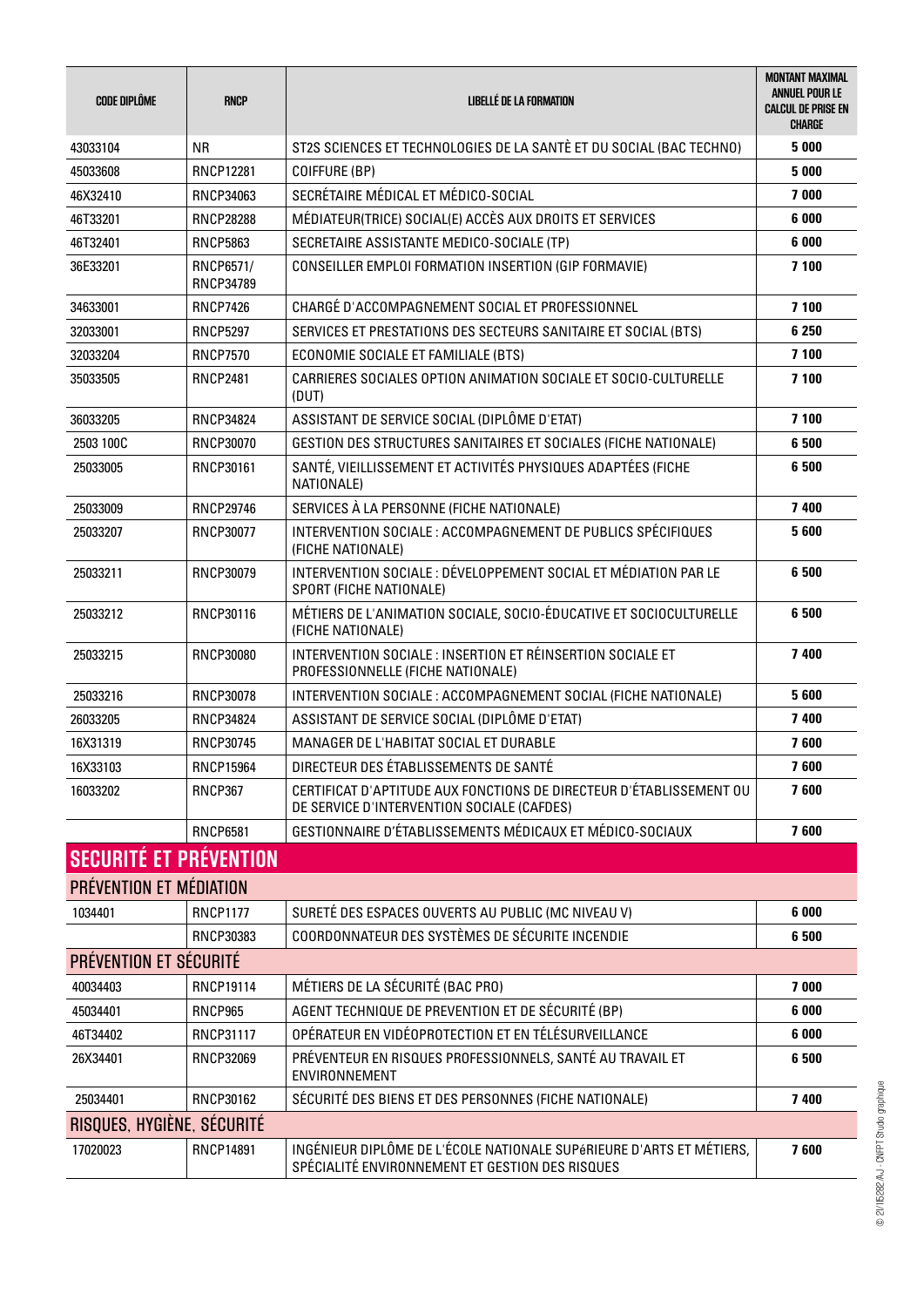| CODE DIPLÔME | RNCP | LIBELLÉ DE LA FORMATION | MONTANT MAXIMAL ANNUEL POUR LE CALCUL DE PRISE EN CHARGE |
|---|---|---|---|
| 43033104 | NR | ST2S SCIENCES ET TECHNOLOGIES DE LA SANTÈ ET DU SOCIAL (BAC TECHNO) | **5 000** |
| 45033608 | RNCP12281 | COIFFURE (BP) | **5 000** |
| 46X32410 | RNCP34063 | SECRÉTAIRE MÉDICAL ET MÉDICO-SOCIAL | **7 000** |
| 46T33201 | RNCP28288 | MÉDIATEUR(TRICE) SOCIAL(E) ACCÈS AUX DROITS ET SERVICES | **6 000** |
| 46T32401 | RNCP5863 | SECRETAIRE ASSISTANTE MEDICO-SOCIALE (TP) | **6 000** |
| 36E33201 | RNCP6571/ RNCP34789 | CONSEILLER EMPLOI FORMATION INSERTION (GIP FORMAVIE) | **7 100** |
| 34633001 | RNCP7426 | CHARGÉ D'ACCOMPAGNEMENT SOCIAL ET PROFESSIONNEL | **7 100** |
| 32033001 | RNCP5297 | SERVICES ET PRESTATIONS DES SECTEURS SANITAIRE ET SOCIAL (BTS) | **6 250** |
| 32033204 | RNCP7570 | ECONOMIE SOCIALE ET FAMILIALE (BTS) | **7 100** |
| 35033505 | RNCP2481 | CARRIERES SOCIALES OPTION ANIMATION SOCIALE ET SOCIO-CULTURELLE (DUT) | **7 100** |
| 36033205 | RNCP34824 | ASSISTANT DE SERVICE SOCIAL (DIPLÔME D'ETAT) | **7 100** |
| 2503 100C | RNCP30070 | GESTION DES STRUCTURES SANITAIRES ET SOCIALES (FICHE NATIONALE) | **6 500** |
| 25033005 | RNCP30161 | SANTÉ, VIEILLISSEMENT ET ACTIVITÉS PHYSIQUES ADAPTÉES (FICHE NATIONALE) | **6 500** |
| 25033009 | RNCP29746 | SERVICES À LA PERSONNE (FICHE NATIONALE) | **7 400** |
| 25033207 | RNCP30077 | INTERVENTION SOCIALE : ACCOMPAGNEMENT DE PUBLICS SPÉCIFIQUES (FICHE NATIONALE) | **5 600** |
| 25033211 | RNCP30079 | INTERVENTION SOCIALE : DÉVELOPPEMENT SOCIAL ET MÉDIATION PAR LE SPORT (FICHE NATIONALE) | **6 500** |
| 25033212 | RNCP30116 | MÉTIERS DE L'ANIMATION SOCIALE, SOCIO-ÉDUCATIVE ET SOCIOCULTURELLE (FICHE NATIONALE) | **6 500** |
| 25033215 | RNCP30080 | INTERVENTION SOCIALE : INSERTION ET RÉINSERTION SOCIALE ET PROFESSIONNELLE (FICHE NATIONALE) | **7 400** |
| 25033216 | RNCP30078 | INTERVENTION SOCIALE : ACCOMPAGNEMENT SOCIAL (FICHE NATIONALE) | **5 600** |
| 26033205 | RNCP34824 | ASSISTANT DE SERVICE SOCIAL (DIPLÔME D'ETAT) | **7 400** |
| 16X31319 | RNCP30745 | MANAGER DE L'HABITAT SOCIAL ET DURABLE | **7 600** |
| 16X33103 | RNCP15964 | DIRECTEUR DES ÉTABLISSEMENTS DE SANTÉ | **7 600** |
| 16033202 | RNCP367 | CERTIFICAT D'APTITUDE AUX FONCTIONS DE DIRECTEUR D'ÉTABLISSEMENT OU DE SERVICE D'INTERVENTION SOCIALE (CAFDES) | **7 600** |
| | RNCP6581 | GESTIONNAIRE D'ÉTABLISSEMENTS MÉDICAUX ET MÉDICO-SOCIAUX | **7 600** |
| **SECURITÉ ET PRÉVENTION** | | | |
| **PRÉVENTION ET MÉDIATION** | | | |
| 1034401 | RNCP1177 | SURETÉ DES ESPACES OUVERTS AU PUBLIC (MC NIVEAU V) | **6 000** |
| | RNCP30383 | COORDONNATEUR DES SYSTÈMES DE SÉCURITE INCENDIE | **6 500** |
| **PRÉVENTION ET SÉCURITÉ** | | | |
| 40034403 | RNCP19114 | MÉTIERS DE LA SÉCURITÉ (BAC PRO) | **7 000** |
| 45034401 | RNCP965 | AGENT TECHNIQUE DE PREVENTION ET DE SÉCURITÉ (BP) | **6 000** |
| 46T34402 | RNCP31117 | OPÉRATEUR EN VIDÉOPROTECTION ET EN TÉLÉSURVEILLANCE | **6 000** |
| 26X34401 | RNCP32069 | PRÉVENTEUR EN RISQUES PROFESSIONNELS, SANTÉ AU TRAVAIL ET ENVIRONNEMENT | **6 500** |
| 25034401 | RNCP30162 | SÉCURITÉ DES BIENS ET DES PERSONNES (FICHE NATIONALE) | **7 400** |
| **RISQUES, HYGIÈNE, SÉCURITÉ** | | | |
| 17020023 | RNCP14891 | INGÉNIEUR DIPLÔME DE L'ÉCOLE NATIONALE SUPéRIEURE D'ARTS ET MÉTIERS, SPÉCIALITÉ ENVIRONNEMENT ET GESTION DES RISQUES | **7 600** |

© 21/15282/AJ - CNFPT Studio graphique